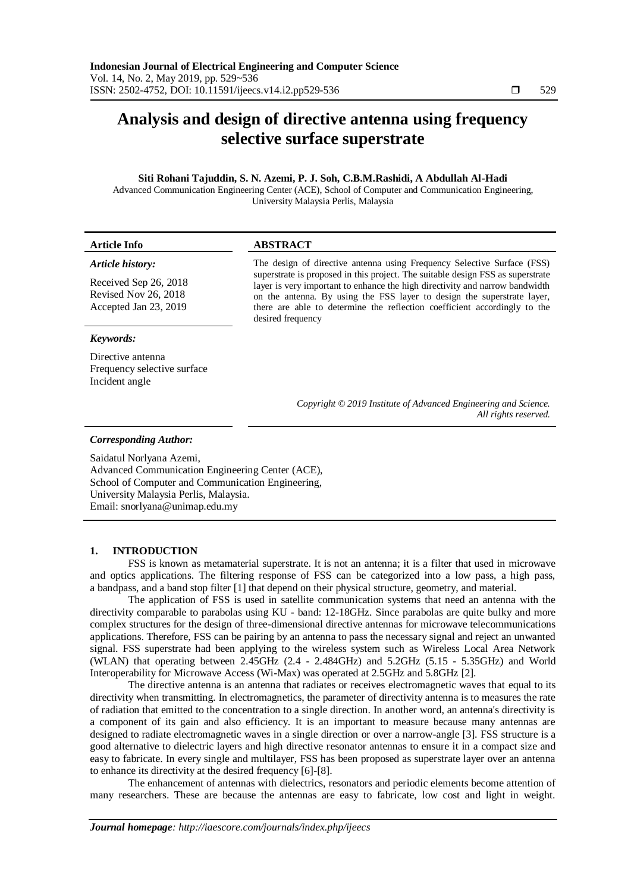# Analysis and design of directive antenna using frequency selective surface superstrate

**Siti Rohani Tajuddin, S. N. Azemi, P. J. Soh, C.B.M.Rashidi, A Abdullah Al-Hadi**

Advanced Communication Engineering Center (ACE), School of Computer and Communication Engineering, University Malaysia Perlis, Malaysia

| Article Info | ABSTRACT |
|---|---|
| *Article history:*<br><br>Received Sep 26, 2018<br>Revised Nov 26, 2018<br>Accepted Jan 23, 2019 | The design of directive antenna using Frequency Selective Surface (FSS) superstrate is proposed in this project. The suitable design FSS as superstrate layer is very important to enhance the high directivity and narrow bandwidth on the antenna. By using the FSS layer to design the superstrate layer, there are able to determine the reflection coefficient accordingly to the desired frequency |
| *Keywords:*<br><br>Directive antenna<br>Frequency selective surface<br>Incident angle | *Copyright © 2019 Institute of Advanced Engineering and Science. All rights reserved.* |

***Corresponding Author:***

Saidatul Norlyana Azemi,
Advanced Communication Engineering Center (ACE),
School of Computer and Communication Engineering,
University Malaysia Perlis, Malaysia.
Email: snorlyana@unimap.edu.my

## 1. INTRODUCTION

FSS is known as metamaterial superstrate. It is not an antenna; it is a filter that used in microwave and optics applications. The filtering response of FSS can be categorized into a low pass, a high pass, a bandpass, and a band stop filter [1] that depend on their physical structure, geometry, and material.

The application of FSS is used in satellite communication systems that need an antenna with the directivity comparable to parabolas using KU - band: 12-18GHz. Since parabolas are quite bulky and more complex structures for the design of three-dimensional directive antennas for microwave telecommunications applications. Therefore, FSS can be pairing by an antenna to pass the necessary signal and reject an unwanted signal. FSS superstrate had been applying to the wireless system such as Wireless Local Area Network (WLAN) that operating between 2.45GHz (2.4 - 2.484GHz) and 5.2GHz (5.15 - 5.35GHz) and World Interoperability for Microwave Access (Wi-Max) was operated at 2.5GHz and 5.8GHz [2].

The directive antenna is an antenna that radiates or receives electromagnetic waves that equal to its directivity when transmitting. In electromagnetics, the parameter of directivity antenna is to measures the rate of radiation that emitted to the concentration to a single direction. In another word, an antenna's directivity is a component of its gain and also efficiency. It is an important to measure because many antennas are designed to radiate electromagnetic waves in a single direction or over a narrow-angle [3]. FSS structure is a good alternative to dielectric layers and high directive resonator antennas to ensure it in a compact size and easy to fabricate. In every single and multilayer, FSS has been proposed as superstrate layer over an antenna to enhance its directivity at the desired frequency [6]-[8].

The enhancement of antennas with dielectrics, resonators and periodic elements become attention of many researchers. These are because the antennas are easy to fabricate, low cost and light in weight.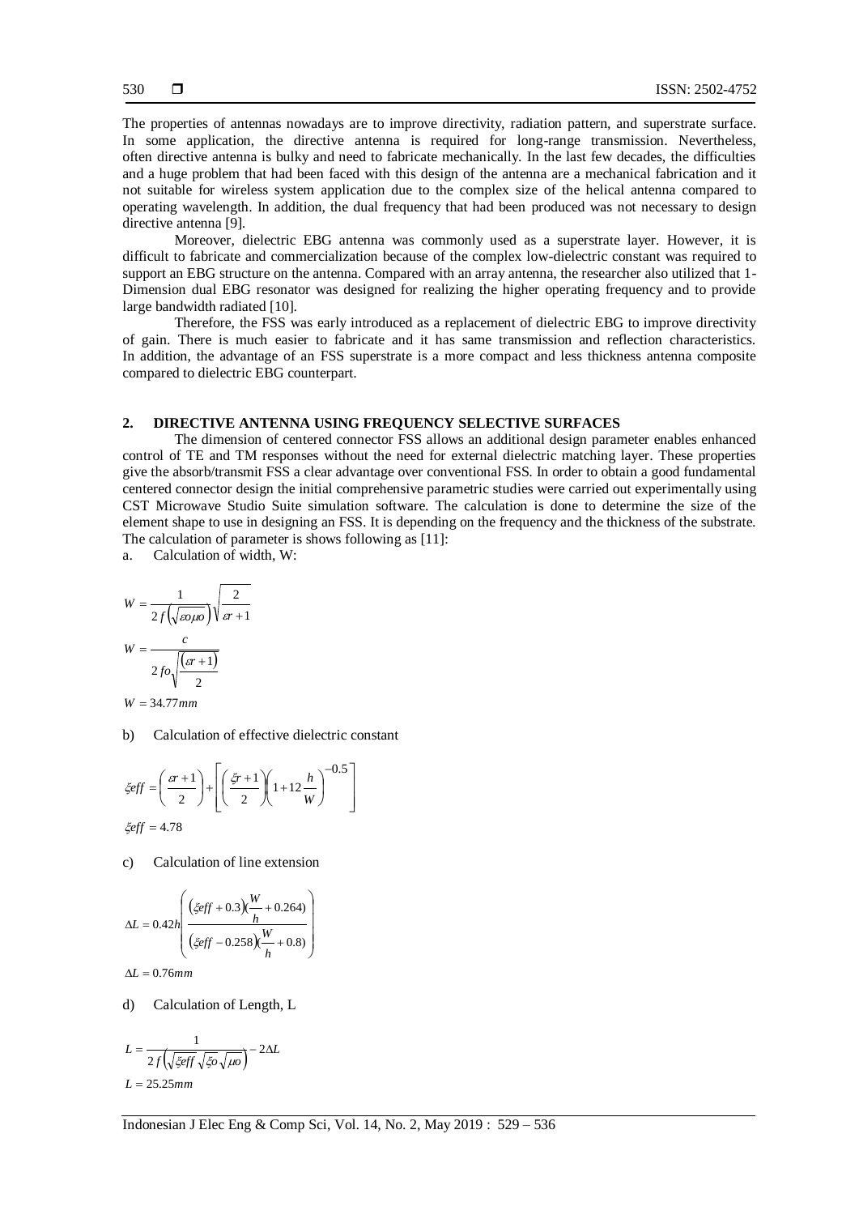The properties of antennas nowadays are to improve directivity, radiation pattern, and superstrate surface. In some application, the directive antenna is required for long-range transmission. Nevertheless, often directive antenna is bulky and need to fabricate mechanically. In the last few decades, the difficulties and a huge problem that had been faced with this design of the antenna are a mechanical fabrication and it not suitable for wireless system application due to the complex size of the helical antenna compared to operating wavelength. In addition, the dual frequency that had been produced was not necessary to design directive antenna [9].

Moreover, dielectric EBG antenna was commonly used as a superstrate layer. However, it is difficult to fabricate and commercialization because of the complex low-dielectric constant was required to support an EBG structure on the antenna. Compared with an array antenna, the researcher also utilized that 1-Dimension dual EBG resonator was designed for realizing the higher operating frequency and to provide large bandwidth radiated [10].

Therefore, the FSS was early introduced as a replacement of dielectric EBG to improve directivity of gain. There is much easier to fabricate and it has same transmission and reflection characteristics. In addition, the advantage of an FSS superstrate is a more compact and less thickness antenna composite compared to dielectric EBG counterpart.

## 2. DIRECTIVE ANTENNA USING FREQUENCY SELECTIVE SURFACES

The dimension of centered connector FSS allows an additional design parameter enables enhanced control of TE and TM responses without the need for external dielectric matching layer. These properties give the absorb/transmit FSS a clear advantage over conventional FSS. In order to obtain a good fundamental centered connector design the initial comprehensive parametric studies were carried out experimentally using CST Microwave Studio Suite simulation software. The calculation is done to determine the size of the element shape to use in designing an FSS. It is depending on the frequency and the thickness of the substrate. The calculation of parameter is shows following as [11]:

a. Calculation of width, W:

$$W = \frac{1}{2f\left(\sqrt{\varepsilon o \mu o}\right)}\sqrt{\frac{2}{\varepsilon r + 1}}$$

$$W = \frac{c}{2fo\sqrt{\frac{(\varepsilon r + 1)}{2}}}$$

$$W = 34.77mm$$

b) Calculation of effective dielectric constant

$$\xi eff = \left(\frac{\varepsilon r + 1}{2}\right) + \left[\left(\frac{\xi r + 1}{2}\right)\left(1 + 12\frac{h}{W}\right)^{-0.5}\right]$$

$$\xi eff = 4.78$$

c) Calculation of line extension

$$\Delta L = 0.42h\left(\frac{(\xi eff + 0.3)(\frac{W}{h} + 0.264)}{(\xi eff - 0.258)(\frac{W}{h} + 0.8)}\right)$$

$$\Delta L = 0.76mm$$

d) Calculation of Length, L

$$L = \frac{1}{2f\left(\sqrt{\xi eff}\sqrt{\xi o}\sqrt{\mu o}\right)} - 2\Delta L$$

$$L = 25.25mm$$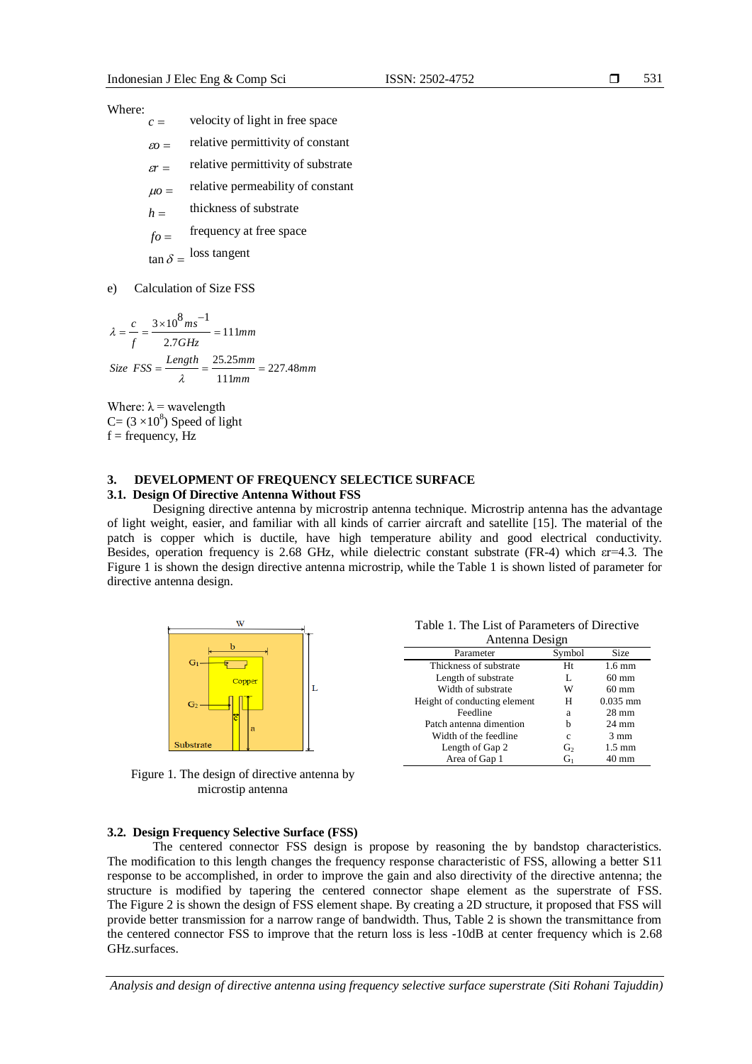Where:

$c =$ velocity of light in free space

$\varepsilon o =$ relative permittivity of constant

$\varepsilon r =$ relative permittivity of substrate

$\mu o =$ relative permeability of constant

$h =$ thickness of substrate

$fo =$ frequency at free space

$\tan \delta =$ loss tangent

e) Calculation of Size FSS

$$\lambda = \frac{c}{f} = \frac{3 \times 10^{8} ms^{-1}}{2.7GHz} = 111mm$$

$$Size\ \ FSS = \frac{Length}{\lambda} = \frac{25.25mm}{111mm} = 227.48mm$$

Where: $\lambda$ = wavelength
C= $(3 \times 10^{8})$ Speed of light
f = frequency, Hz

## 3. DEVELOPMENT OF FREQUENCY SELECTICE SURFACE

### 3.1. Design Of Directive Antenna Without FSS

Designing directive antenna by microstrip antenna technique. Microstrip antenna has the advantage of light weight, easier, and familiar with all kinds of carrier aircraft and satellite [15]. The material of the patch is copper which is ductile, have high temperature ability and good electrical conductivity. Besides, operation frequency is 2.68 GHz, while dielectric constant substrate (FR-4) which $\varepsilon r$=4.3. The Figure 1 is shown the design directive antenna microstrip, while the Table 1 is shown listed of parameter for directive antenna design.

Figure 1. The design of directive antenna by microstip antenna

Table 1. The List of Parameters of Directive Antenna Design

| Parameter | Symbol | Size |
|---|---|---|
| Thickness of substrate | Ht | 1.6 mm |
| Length of substrate | L | 60 mm |
| Width of substrate | W | 60 mm |
| Height of conducting element | H | 0.035 mm |
| Feedline | a | 28 mm |
| Patch antenna dimention | b | 24 mm |
| Width of the feedline | c | 3 mm |
| Length of Gap 2 | $G_2$ | 1.5 mm |
| Area of Gap 1 | $G_1$ | 40 mm |

### 3.2. Design Frequency Selective Surface (FSS)

The centered connector FSS design is propose by reasoning the by bandstop characteristics. The modification to this length changes the frequency response characteristic of FSS, allowing a better S11 response to be accomplished, in order to improve the gain and also directivity of the directive antenna; the structure is modified by tapering the centered connector shape element as the superstrate of FSS. The Figure 2 is shown the design of FSS element shape. By creating a 2D structure, it proposed that FSS will provide better transmission for a narrow range of bandwidth. Thus, Table 2 is shown the transmittance from the centered connector FSS to improve that the return loss is less -10dB at center frequency which is 2.68 GHz.surfaces.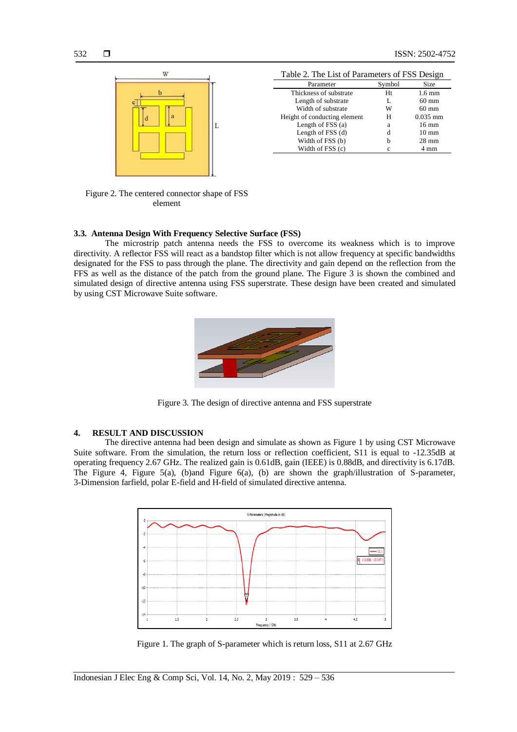Figure 2. The centered connector shape of FSS element

Table 2. The List of Parameters of FSS Design

| Parameter | Symbol | Size |
|---|---|---|
| Thickness of substrate | Ht | 1.6 mm |
| Length of substrate | L | 60 mm |
| Width of substrate | W | 60 mm |
| Height of conducting element | H | 0.035 mm |
| Length of FSS (a) | a | 16 mm |
| Length of FSS (d) | d | 10 mm |
| Width of FSS (b) | b | 28 mm |
| Width of FSS (c) | c | 4 mm |

### 3.3. Antenna Design With Frequency Selective Surface (FSS)

The microstrip patch antenna needs the FSS to overcome its weakness which is to improve directivity. A reflector FSS will react as a bandstop filter which is not allow frequency at specific bandwidths designated for the FSS to pass through the plane. The directivity and gain depend on the reflection from the FFS as well as the distance of the patch from the ground plane. The Figure 3 is shown the combined and simulated design of directive antenna using FSS superstrate. These design have been created and simulated by using CST Microwave Suite software.

Figure 3. The design of directive antenna and FSS superstrate

## 4. RESULT AND DISCUSSION

The directive antenna had been design and simulate as shown as Figure 1 by using CST Microwave Suite software. From the simulation, the return loss or reflection coefficient, S11 is equal to -12.35dB at operating frequency 2.67 GHz. The realized gain is 0.61dB, gain (IEEE) is 0.88dB, and directivity is 6.17dB. The Figure 4, Figure 5(a), (b)and Figure 6(a), (b) are shown the graph/illustration of S-parameter, 3-Dimension farfield, polar E-field and H-field of simulated directive antenna.

Figure 1. The graph of S-parameter which is return loss, S11 at 2.67 GHz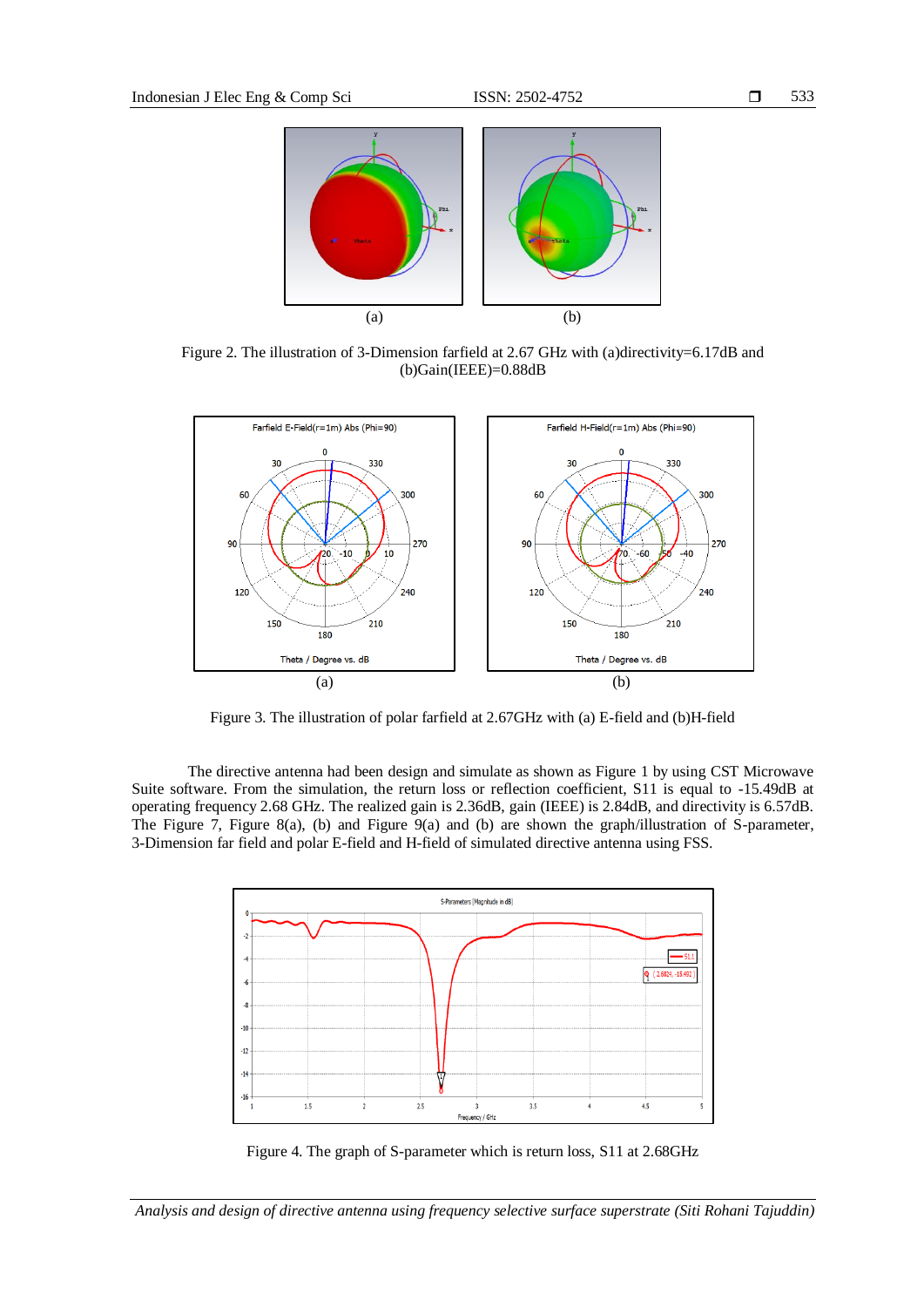Figure 2. The illustration of 3-Dimension farfield at 2.67 GHz with (a)directivity=6.17dB and (b)Gain(IEEE)=0.88dB

Figure 3. The illustration of polar farfield at 2.67GHz with (a) E-field and (b)H-field

The directive antenna had been design and simulate as shown as Figure 1 by using CST Microwave Suite software. From the simulation, the return loss or reflection coefficient, S11 is equal to -15.49dB at operating frequency 2.68 GHz. The realized gain is 2.36dB, gain (IEEE) is 2.84dB, and directivity is 6.57dB. The Figure 7, Figure 8(a), (b) and Figure 9(a) and (b) are shown the graph/illustration of S-parameter, 3-Dimension far field and polar E-field and H-field of simulated directive antenna using FSS.

Figure 4. The graph of S-parameter which is return loss, S11 at 2.68GHz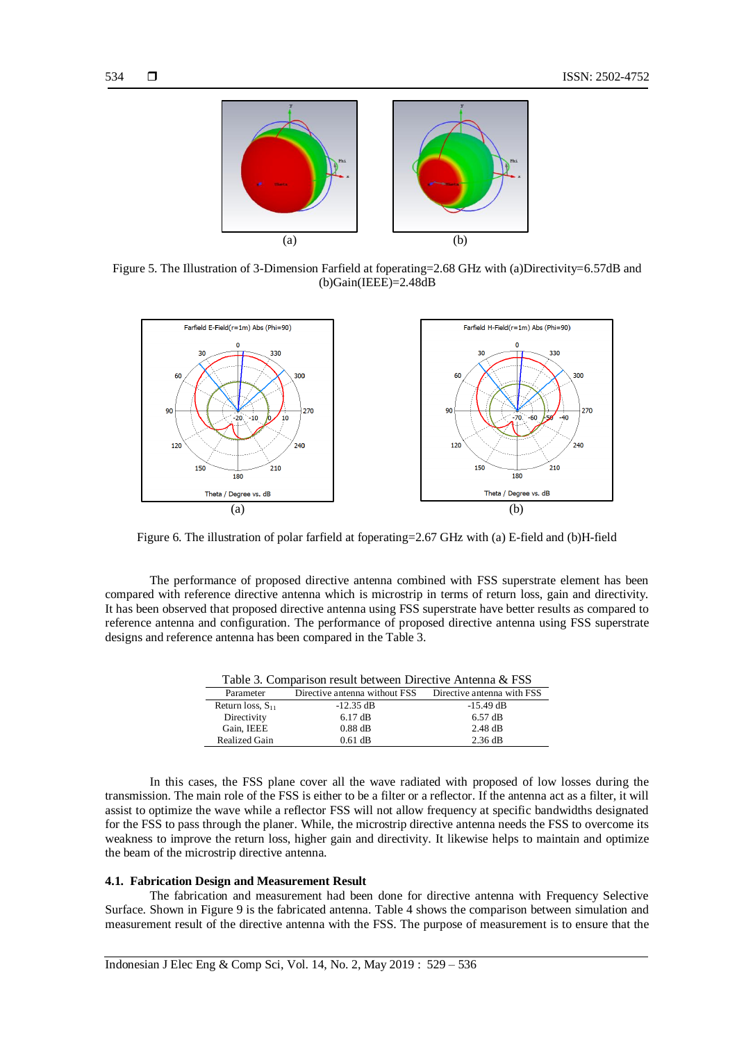(a) (b)

Figure 5. The Illustration of 3-Dimension Farfield at foperating=2.68 GHz with (a)Directivity=6.57dB and (b)Gain(IEEE)=2.48dB

(a) (b)

Figure 6. The illustration of polar farfield at foperating=2.67 GHz with (a) E-field and (b)H-field

The performance of proposed directive antenna combined with FSS superstrate element has been compared with reference directive antenna which is microstrip in terms of return loss, gain and directivity. It has been observed that proposed directive antenna using FSS superstrate have better results as compared to reference antenna and configuration. The performance of proposed directive antenna using FSS superstrate designs and reference antenna has been compared in the Table 3.

Table 3. Comparison result between Directive Antenna & FSS

| Parameter | Directive antenna without FSS | Directive antenna with FSS |
|---|---|---|
| Return loss, $S_{11}$ | -12.35 dB | -15.49 dB |
| Directivity | 6.17 dB | 6.57 dB |
| Gain, IEEE | 0.88 dB | 2.48 dB |
| Realized Gain | 0.61 dB | 2.36 dB |

In this cases, the FSS plane cover all the wave radiated with proposed of low losses during the transmission. The main role of the FSS is either to be a filter or a reflector. If the antenna act as a filter, it will assist to optimize the wave while a reflector FSS will not allow frequency at specific bandwidths designated for the FSS to pass through the planer. While, the microstrip directive antenna needs the FSS to overcome its weakness to improve the return loss, higher gain and directivity. It likewise helps to maintain and optimize the beam of the microstrip directive antenna.

### 4.1. Fabrication Design and Measurement Result

The fabrication and measurement had been done for directive antenna with Frequency Selective Surface. Shown in Figure 9 is the fabricated antenna. Table 4 shows the comparison between simulation and measurement result of the directive antenna with the FSS. The purpose of measurement is to ensure that the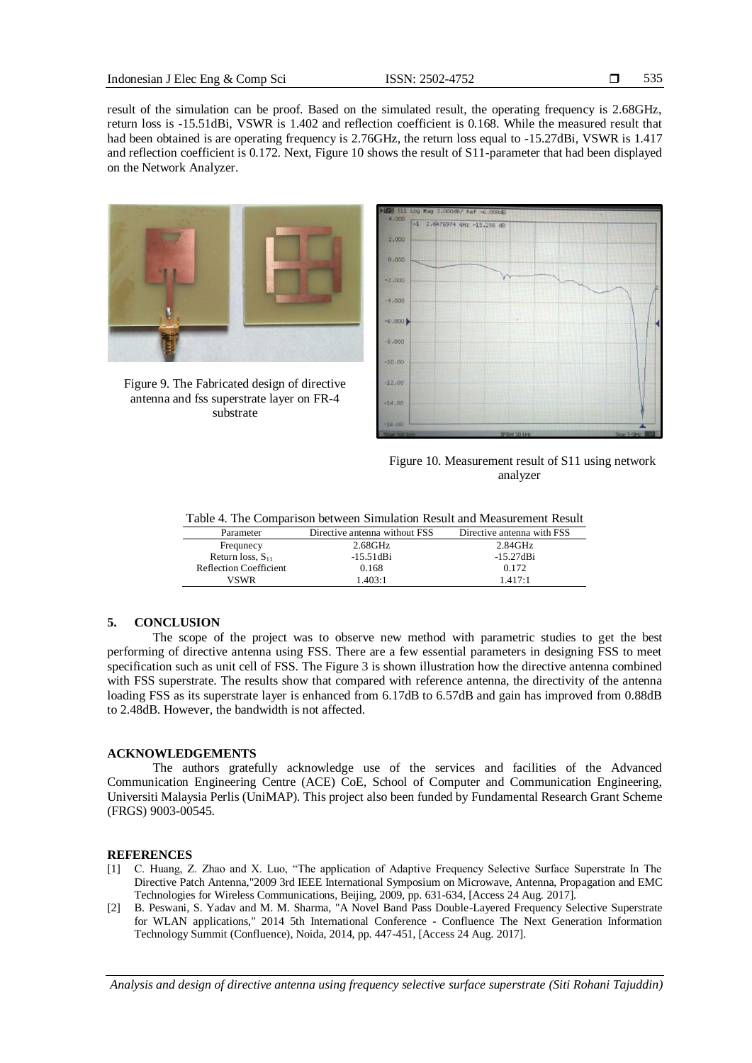result of the simulation can be proof. Based on the simulated result, the operating frequency is 2.68GHz, return loss is -15.51dBi, VSWR is 1.402 and reflection coefficient is 0.168. While the measured result that had been obtained is are operating frequency is 2.76GHz, the return loss equal to -15.27dBi, VSWR is 1.417 and reflection coefficient is 0.172. Next, Figure 10 shows the result of S11-parameter that had been displayed on the Network Analyzer.

Figure 9. The Fabricated design of directive antenna and fss superstrate layer on FR-4 substrate

Figure 10. Measurement result of S11 using network analyzer

Table 4. The Comparison between Simulation Result and Measurement Result

| Parameter | Directive antenna without FSS | Directive antenna with FSS |
|---|---|---|
| Frequnecy | 2.68GHz | 2.84GHz |
| Return loss, $S_{11}$ | -15.51dBi | -15.27dBi |
| Reflection Coefficient | 0.168 | 0.172 |
| VSWR | 1.403:1 | 1.417:1 |

## 5. CONCLUSION

The scope of the project was to observe new method with parametric studies to get the best performing of directive antenna using FSS. There are a few essential parameters in designing FSS to meet specification such as unit cell of FSS. The Figure 3 is shown illustration how the directive antenna combined with FSS superstrate. The results show that compared with reference antenna, the directivity of the antenna loading FSS as its superstrate layer is enhanced from 6.17dB to 6.57dB and gain has improved from 0.88dB to 2.48dB. However, the bandwidth is not affected.

## ACKNOWLEDGEMENTS

The authors gratefully acknowledge use of the services and facilities of the Advanced Communication Engineering Centre (ACE) CoE, School of Computer and Communication Engineering, Universiti Malaysia Perlis (UniMAP). This project also been funded by Fundamental Research Grant Scheme (FRGS) 9003-00545.

## REFERENCES

[1] C. Huang, Z. Zhao and X. Luo, "The application of Adaptive Frequency Selective Surface Superstrate In The Directive Patch Antenna,"2009 3rd IEEE International Symposium on Microwave, Antenna, Propagation and EMC Technologies for Wireless Communications, Beijing, 2009, pp. 631-634, [Access 24 Aug. 2017].

[2] B. Peswani, S. Yadav and M. M. Sharma, "A Novel Band Pass Double-Layered Frequency Selective Superstrate for WLAN applications," 2014 5th International Conference - Confluence The Next Generation Information Technology Summit (Confluence), Noida, 2014, pp. 447-451, [Access 24 Aug. 2017].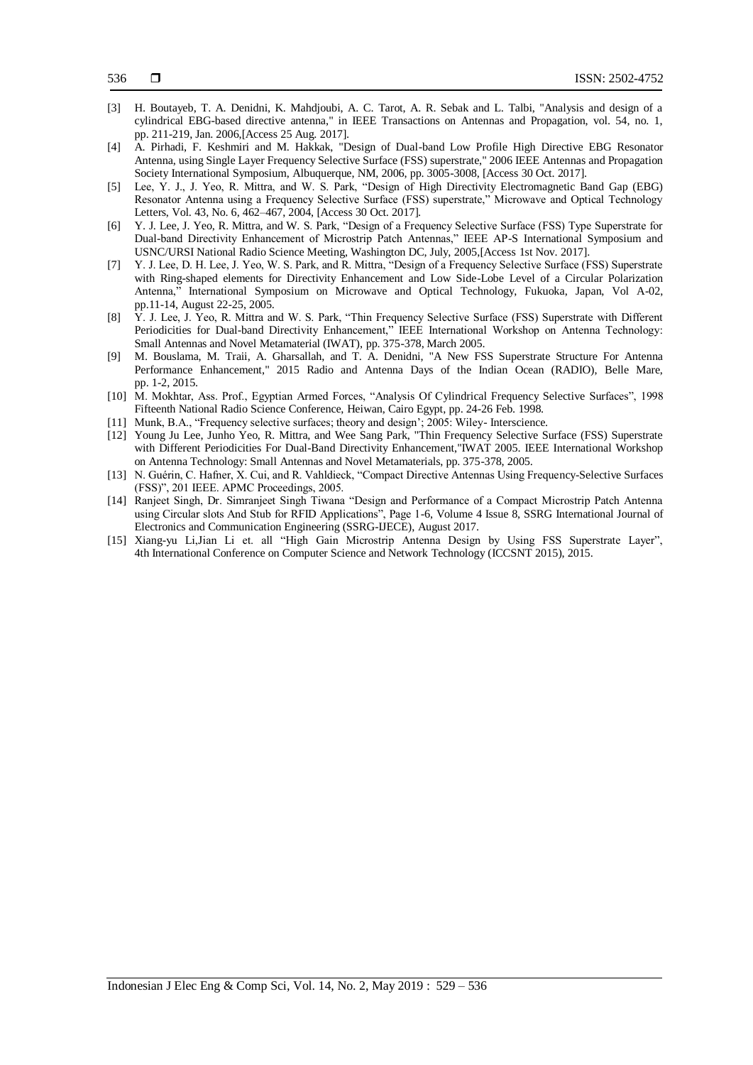[3] H. Boutayeb, T. A. Denidni, K. Mahdjoubi, A. C. Tarot, A. R. Sebak and L. Talbi, "Analysis and design of a cylindrical EBG-based directive antenna," in IEEE Transactions on Antennas and Propagation, vol. 54, no. 1, pp. 211-219, Jan. 2006,[Access 25 Aug. 2017].

[4] A. Pirhadi, F. Keshmiri and M. Hakkak, "Design of Dual-band Low Profile High Directive EBG Resonator Antenna, using Single Layer Frequency Selective Surface (FSS) superstrate," 2006 IEEE Antennas and Propagation Society International Symposium, Albuquerque, NM, 2006, pp. 3005-3008, [Access 30 Oct. 2017].

[5] Lee, Y. J., J. Yeo, R. Mittra, and W. S. Park, "Design of High Directivity Electromagnetic Band Gap (EBG) Resonator Antenna using a Frequency Selective Surface (FSS) superstrate," Microwave and Optical Technology Letters, Vol. 43, No. 6, 462–467, 2004, [Access 30 Oct. 2017].

[6] Y. J. Lee, J. Yeo, R. Mittra, and W. S. Park, "Design of a Frequency Selective Surface (FSS) Type Superstrate for Dual-band Directivity Enhancement of Microstrip Patch Antennas," IEEE AP-S International Symposium and USNC/URSI National Radio Science Meeting, Washington DC, July, 2005,[Access 1st Nov. 2017].

[7] Y. J. Lee, D. H. Lee, J. Yeo, W. S. Park, and R. Mittra, "Design of a Frequency Selective Surface (FSS) Superstrate with Ring-shaped elements for Directivity Enhancement and Low Side-Lobe Level of a Circular Polarization Antenna," International Symposium on Microwave and Optical Technology, Fukuoka, Japan, Vol A-02, pp.11-14, August 22-25, 2005.

[8] Y. J. Lee, J. Yeo, R. Mittra and W. S. Park, "Thin Frequency Selective Surface (FSS) Superstrate with Different Periodicities for Dual-band Directivity Enhancement," IEEE International Workshop on Antenna Technology: Small Antennas and Novel Metamaterial (IWAT), pp. 375-378, March 2005.

[9] M. Bouslama, M. Traii, A. Gharsallah, and T. A. Denidni, "A New FSS Superstrate Structure For Antenna Performance Enhancement," 2015 Radio and Antenna Days of the Indian Ocean (RADIO), Belle Mare, pp. 1-2, 2015.

[10] M. Mokhtar, Ass. Prof., Egyptian Armed Forces, "Analysis Of Cylindrical Frequency Selective Surfaces", 1998 Fifteenth National Radio Science Conference, Heiwan, Cairo Egypt, pp. 24-26 Feb. 1998.

[11] Munk, B.A., "Frequency selective surfaces; theory and design'; 2005: Wiley- Interscience.

[12] Young Ju Lee, Junho Yeo, R. Mittra, and Wee Sang Park, "Thin Frequency Selective Surface (FSS) Superstrate with Different Periodicities For Dual-Band Directivity Enhancement,"IWAT 2005. IEEE International Workshop on Antenna Technology: Small Antennas and Novel Metamaterials, pp. 375-378, 2005.

[13] N. Guérin, C. Hafner, X. Cui, and R. Vahldieck, "Compact Directive Antennas Using Frequency-Selective Surfaces (FSS)", 201 IEEE. APMC Proceedings, 2005.

[14] Ranjeet Singh, Dr. Simranjeet Singh Tiwana "Design and Performance of a Compact Microstrip Patch Antenna using Circular slots And Stub for RFID Applications", Page 1-6, Volume 4 Issue 8, SSRG International Journal of Electronics and Communication Engineering (SSRG-IJECE), August 2017.

[15] Xiang-yu Li,Jian Li et. all "High Gain Microstrip Antenna Design by Using FSS Superstrate Layer", 4th International Conference on Computer Science and Network Technology (ICCSNT 2015), 2015.